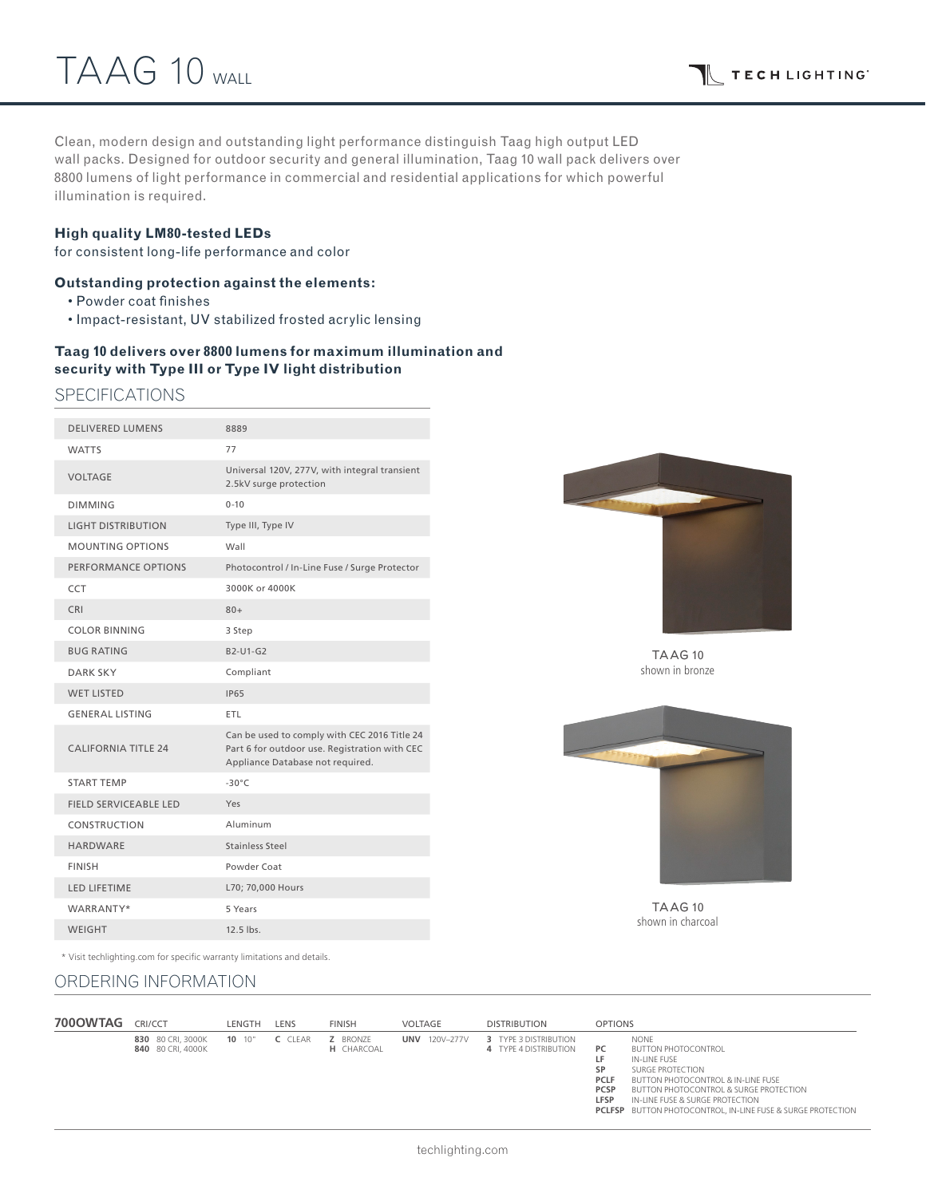# TAAG 10 WALL

Clean, modern design and outstanding light performance distinguish Taag high output LED wall packs. Designed for outdoor security and general illumination, Taag 10 wall pack delivers over 8800 lumens of light performance in commercial and residential applications for which powerful illumination is required.

**High quality LM80-tested LEDs**
for consistent long-life performance and color

**Outstanding protection against the elements:**

- Powder coat finishes
- Impact-resistant, UV stabilized frosted acrylic lensing

**Taag 10 delivers over 8800 lumens for maximum illumination and security with Type III or Type IV light distribution**

## SPECIFICATIONS

| | |
|---|---|
| DELIVERED LUMENS | 8889 |
| WATTS | 77 |
| VOLTAGE | Universal 120V, 277V, with integral transient 2.5kV surge protection |
| DIMMING | 0-10 |
| LIGHT DISTRIBUTION | Type III, Type IV |
| MOUNTING OPTIONS | Wall |
| PERFORMANCE OPTIONS | Photocontrol / In-Line Fuse / Surge Protector |
| CCT | 3000K or 4000K |
| CRI | 80+ |
| COLOR BINNING | 3 Step |
| BUG RATING | B2-U1-G2 |
| DARK SKY | Compliant |
| WET LISTED | IP65 |
| GENERAL LISTING | ETL |
| CALIFORNIA TITLE 24 | Can be used to comply with CEC 2016 Title 24 Part 6 for outdoor use. Registration with CEC Appliance Database not required. |
| START TEMP | -30°C |
| FIELD SERVICEABLE LED | Yes |
| CONSTRUCTION | Aluminum |
| HARDWARE | Stainless Steel |
| FINISH | Powder Coat |
| LED LIFETIME | L70; 70,000 Hours |
| WARRANTY* | 5 Years |
| WEIGHT | 12.5 lbs. |

\* Visit techlighting.com for specific warranty limitations and details.

TAAG 10
shown in bronze

TAAG 10
shown in charcoal

## ORDERING INFORMATION

| 700OWTAG | CRI/CCT | LENGTH | LENS | FINISH | VOLTAGE | DISTRIBUTION | OPTIONS |
|---|---|---|---|---|---|---|---|
| | **830** 80 CRI, 3000K<br>**840** 80 CRI, 4000K | **10** 10" | **C** CLEAR | **Z** BRONZE<br>**H** CHARCOAL | **UNV** 120V–277V | **3** TYPE 3 DISTRIBUTION<br>**4** TYPE 4 DISTRIBUTION | NONE<br>**PC** BUTTON PHOTOCONTROL<br>**LF** IN-LINE FUSE<br>**SP** SURGE PROTECTION<br>**PCLF** BUTTON PHOTOCONTROL & IN-LINE FUSE<br>**PCSP** BUTTON PHOTOCONTROL & SURGE PROTECTION<br>**LFSP** IN-LINE FUSE & SURGE PROTECTION<br>**PCLFSP** BUTTON PHOTOCONTROL, IN-LINE FUSE & SURGE PROTECTION |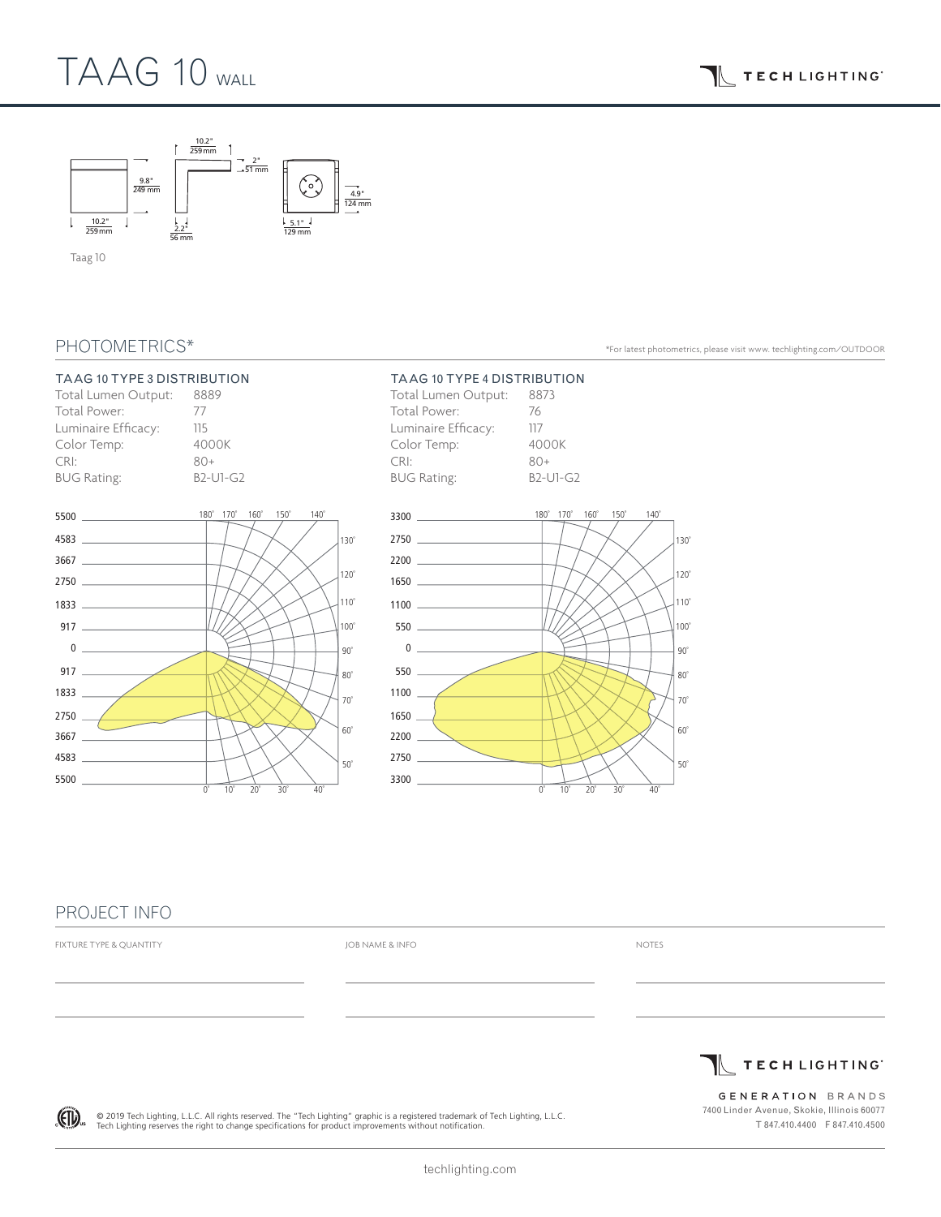# TAAG 10 WALL

TECH LIGHTING

10.2"
259 mm

2"
51 mm

9.8"
249 mm

4.9"
124 mm

10.2"
259 mm

2.2"
56 mm

5.1"
129 mm

Taag 10

## PHOTOMETRICS*

*For latest photometrics, please visit www. techlighting.com/OUTDOOR

### TAAG 10 TYPE 3 DISTRIBUTION

| | |
|---|---|
| Total Lumen Output: | 8889 |
| Total Power: | 77 |
| Luminaire Efficacy: | 115 |
| Color Temp: | 4000K |
| CRI: | 80+ |
| BUG Rating: | B2-U1-G2 |

5500
4583
3667
2750
1833
917
0
917
1833
2750
3667
4583
5500

180° 170° 160° 150° 140°
130°
120°
110°
100°
90°
80°
70°
60°
50°
0° 10° 20° 30° 40°

### TAAG 10 TYPE 4 DISTRIBUTION

| | |
|---|---|
| Total Lumen Output: | 8873 |
| Total Power: | 76 |
| Luminaire Efficacy: | 117 |
| Color Temp: | 4000K |
| CRI: | 80+ |
| BUG Rating: | B2-U1-G2 |

3300
2750
2200
1650
1100
550
0
550
1100
1650
2200
2750
3300

180° 170° 160° 150° 140°
130°
120°
110°
100°
90°
80°
70°
60°
50°
0° 10° 20° 30° 40°

## PROJECT INFO

| FIXTURE TYPE & QUANTITY | JOB NAME & INFO | NOTES |
|---|---|---|
| | | |

TECH LIGHTING

GENERATION BRANDS
7400 Linder Avenue, Skokie, Illinois 60077
T 847.410.4400 F 847.410.4500

© 2019 Tech Lighting, L.L.C. All rights reserved. The "Tech Lighting" graphic is a registered trademark of Tech Lighting, L.L.C.
Tech Lighting reserves the right to change specifications for product improvements without notification.

techlighting.com